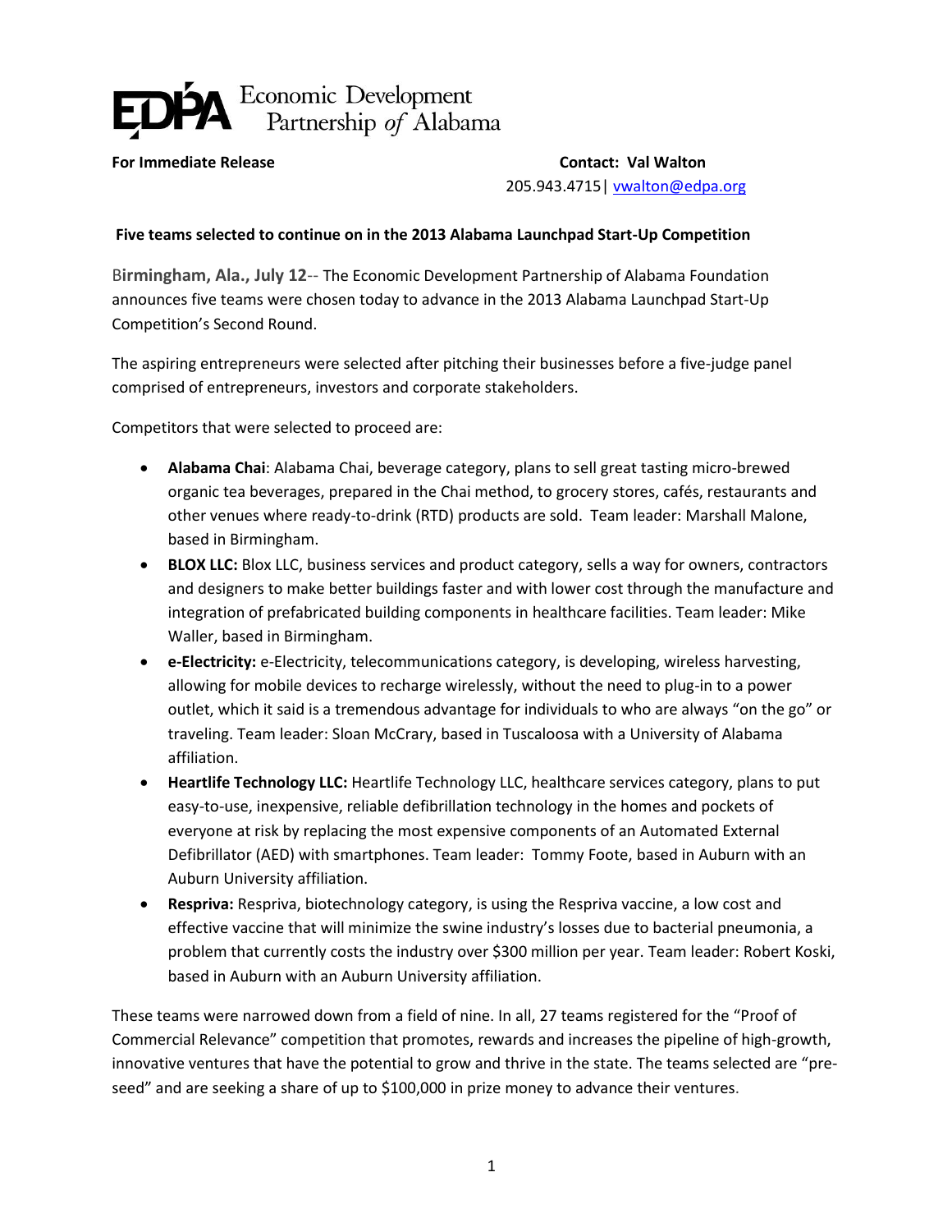EDPA Economic Development Partnership of Alabama

**For Immediate Release**

**Contact: Val Walton**
205.943.4715 | vwalton@edpa.org

**Five teams selected to continue on in the 2013 Alabama Launchpad Start-Up Competition**

**Birmingham, Ala., July 12**-- The Economic Development Partnership of Alabama Foundation announces five teams were chosen today to advance in the 2013 Alabama Launchpad Start-Up Competition's Second Round.

The aspiring entrepreneurs were selected after pitching their businesses before a five-judge panel comprised of entrepreneurs, investors and corporate stakeholders.

Competitors that were selected to proceed are:

- **Alabama Chai**: Alabama Chai, beverage category, plans to sell great tasting micro-brewed organic tea beverages, prepared in the Chai method, to grocery stores, cafés, restaurants and other venues where ready-to-drink (RTD) products are sold. Team leader: Marshall Malone, based in Birmingham.
- **BLOX LLC:** Blox LLC, business services and product category, sells a way for owners, contractors and designers to make better buildings faster and with lower cost through the manufacture and integration of prefabricated building components in healthcare facilities. Team leader: Mike Waller, based in Birmingham.
- **e-Electricity:** e-Electricity, telecommunications category, is developing, wireless harvesting, allowing for mobile devices to recharge wirelessly, without the need to plug-in to a power outlet, which it said is a tremendous advantage for individuals to who are always "on the go" or traveling. Team leader: Sloan McCrary, based in Tuscaloosa with a University of Alabama affiliation.
- **Heartlife Technology LLC:** Heartlife Technology LLC, healthcare services category, plans to put easy-to-use, inexpensive, reliable defibrillation technology in the homes and pockets of everyone at risk by replacing the most expensive components of an Automated External Defibrillator (AED) with smartphones. Team leader: Tommy Foote, based in Auburn with an Auburn University affiliation.
- **Respriva:** Respriva, biotechnology category, is using the Respriva vaccine, a low cost and effective vaccine that will minimize the swine industry's losses due to bacterial pneumonia, a problem that currently costs the industry over $300 million per year. Team leader: Robert Koski, based in Auburn with an Auburn University affiliation.

These teams were narrowed down from a field of nine. In all, 27 teams registered for the "Proof of Commercial Relevance" competition that promotes, rewards and increases the pipeline of high-growth, innovative ventures that have the potential to grow and thrive in the state. The teams selected are "pre-seed" and are seeking a share of up to $100,000 in prize money to advance their ventures.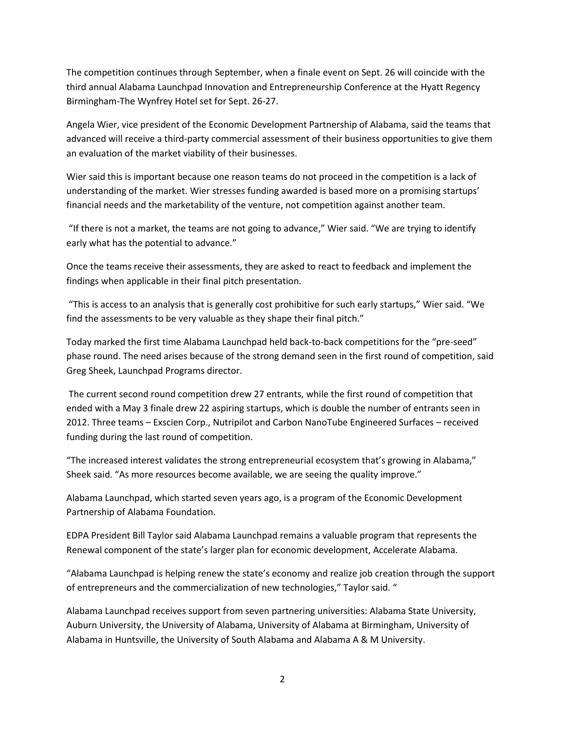The competition continues through September, when a finale event on Sept. 26 will coincide with the third annual Alabama Launchpad Innovation and Entrepreneurship Conference at the Hyatt Regency Birmingham-The Wynfrey Hotel set for Sept. 26-27.

Angela Wier, vice president of the Economic Development Partnership of Alabama, said the teams that advanced will receive a third-party commercial assessment of their business opportunities to give them an evaluation of the market viability of their businesses.

Wier said this is important because one reason teams do not proceed in the competition is a lack of understanding of the market. Wier stresses funding awarded is based more on a promising startups' financial needs and the marketability of the venture, not competition against another team.

"If there is not a market, the teams are not going to advance," Wier said. "We are trying to identify early what has the potential to advance."

Once the teams receive their assessments, they are asked to react to feedback and implement the findings when applicable in their final pitch presentation.

"This is access to an analysis that is generally cost prohibitive for such early startups," Wier said. "We find the assessments to be very valuable as they shape their final pitch."

Today marked the first time Alabama Launchpad held back-to-back competitions for the "pre-seed" phase round. The need arises because of the strong demand seen in the first round of competition, said Greg Sheek, Launchpad Programs director.

The current second round competition drew 27 entrants, while the first round of competition that ended with a May 3 finale drew 22 aspiring startups, which is double the number of entrants seen in 2012. Three teams – Exscien Corp., Nutripilot and Carbon NanoTube Engineered Surfaces – received funding during the last round of competition.

"The increased interest validates the strong entrepreneurial ecosystem that's growing in Alabama," Sheek said. "As more resources become available, we are seeing the quality improve."

Alabama Launchpad, which started seven years ago, is a program of the Economic Development Partnership of Alabama Foundation.

EDPA President Bill Taylor said Alabama Launchpad remains a valuable program that represents the Renewal component of the state's larger plan for economic development, Accelerate Alabama.

"Alabama Launchpad is helping renew the state's economy and realize job creation through the support of entrepreneurs and the commercialization of new technologies," Taylor said. "

Alabama Launchpad receives support from seven partnering universities: Alabama State University, Auburn University, the University of Alabama, University of Alabama at Birmingham, University of Alabama in Huntsville, the University of South Alabama and Alabama A & M University.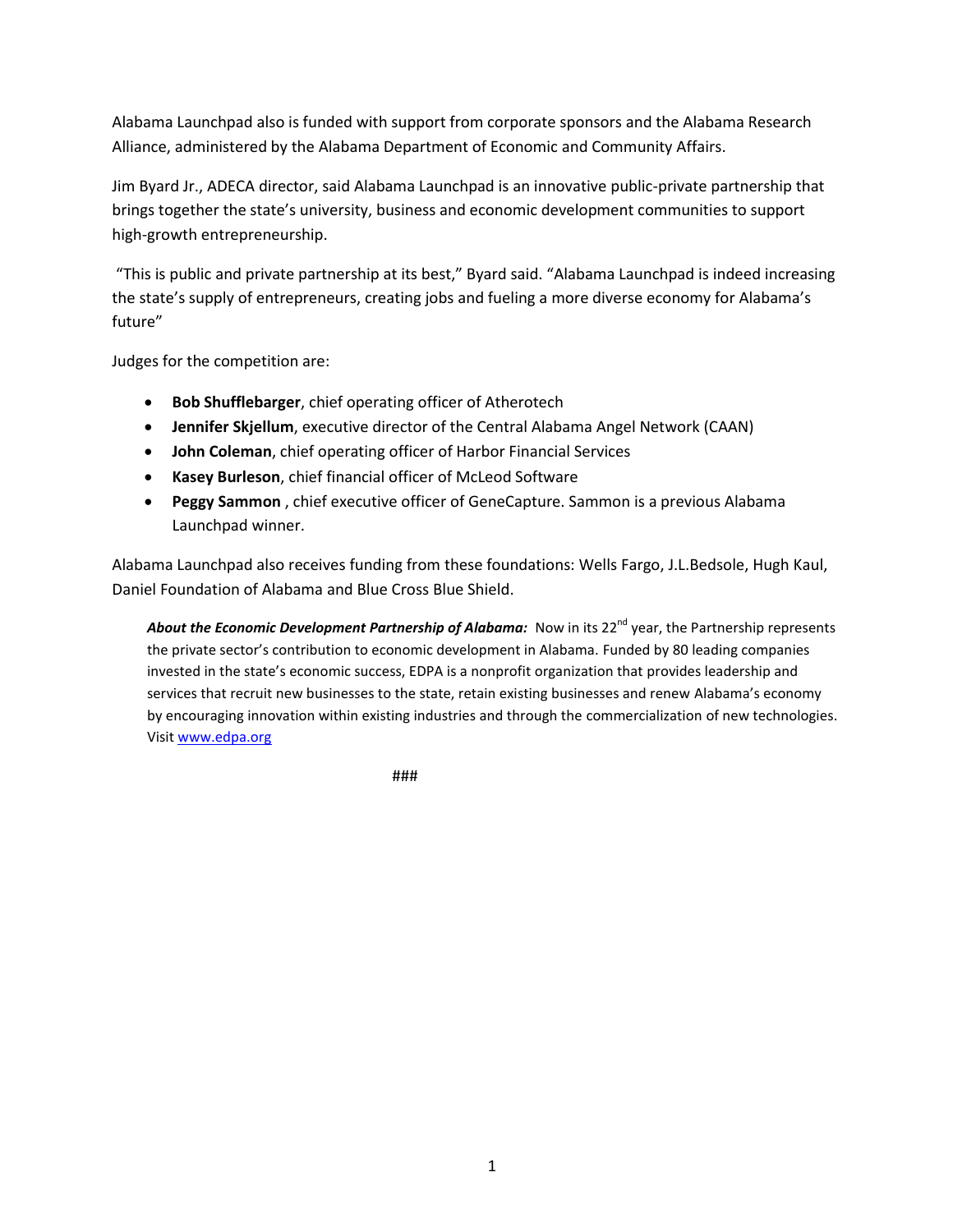Alabama Launchpad also is funded with support from corporate sponsors and the Alabama Research Alliance, administered by the Alabama Department of Economic and Community Affairs.

Jim Byard Jr., ADECA director, said Alabama Launchpad is an innovative public-private partnership that brings together the state's university, business and economic development communities to support high-growth entrepreneurship.

"This is public and private partnership at its best," Byard said. "Alabama Launchpad is indeed increasing the state's supply of entrepreneurs, creating jobs and fueling a more diverse economy for Alabama's future"

Judges for the competition are:

- **Bob Shufflebarger**, chief operating officer of Atherotech
- **Jennifer Skjellum**, executive director of the Central Alabama Angel Network (CAAN)
- **John Coleman**, chief operating officer of Harbor Financial Services
- **Kasey Burleson**, chief financial officer of McLeod Software
- **Peggy Sammon** , chief executive officer of GeneCapture. Sammon is a previous Alabama Launchpad winner.

Alabama Launchpad also receives funding from these foundations: Wells Fargo, J.L.Bedsole, Hugh Kaul, Daniel Foundation of Alabama and Blue Cross Blue Shield.

***About the Economic Development Partnership of Alabama:*** Now in its 22nd year, the Partnership represents the private sector's contribution to economic development in Alabama. Funded by 80 leading companies invested in the state's economic success, EDPA is a nonprofit organization that provides leadership and services that recruit new businesses to the state, retain existing businesses and renew Alabama's economy by encouraging innovation within existing industries and through the commercialization of new technologies. Visit www.edpa.org

###